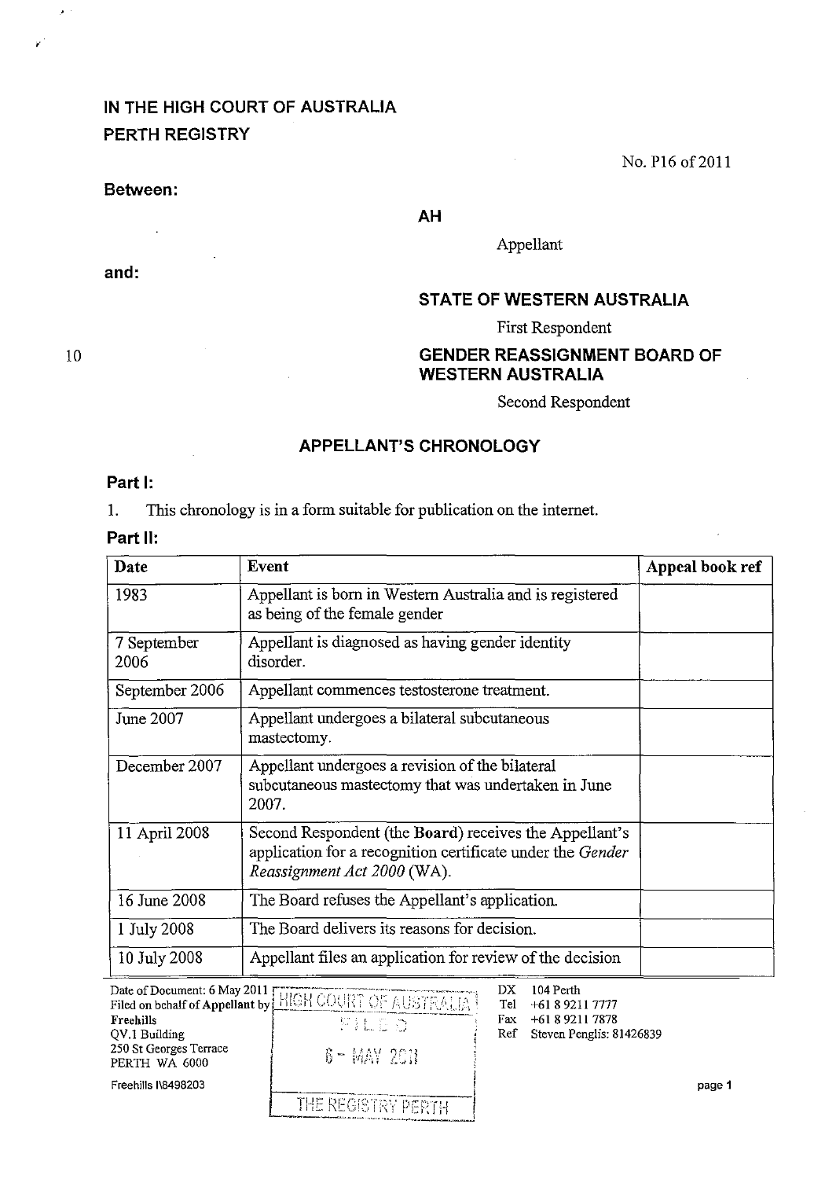# IN THE HIGH COURT OF AUSTRALIA
# PERTH REGISTRY

No. P16 of 2011

**Between:**

**AH**

Appellant

**and:**

**STATE OF WESTERN AUSTRALIA**

First Respondent

**GENDER REASSIGNMENT BOARD OF WESTERN AUSTRALIA**

Second Respondent

## APPELLANT'S CHRONOLOGY

### Part I:

1. This chronology is in a form suitable for publication on the internet.

### Part II:

| Date | Event | Appeal book ref |
|---|---|---|
| 1983 | Appellant is born in Western Australia and is registered as being of the female gender | |
| 7 September 2006 | Appellant is diagnosed as having gender identity disorder. | |
| September 2006 | Appellant commences testosterone treatment. | |
| June 2007 | Appellant undergoes a bilateral subcutaneous mastectomy. | |
| December 2007 | Appellant undergoes a revision of the bilateral subcutaneous mastectomy that was undertaken in June 2007. | |
| 11 April 2008 | Second Respondent (the **Board**) receives the Appellant's application for a recognition certificate under the *Gender Reassignment Act 2000* (WA). | |
| 16 June 2008 | The Board refuses the Appellant's application. | |
| 1 July 2008 | The Board delivers its reasons for decision. | |
| 10 July 2008 | Appellant files an application for review of the decision | |

Date of Document: 6 May 2011
Filed on behalf of Appellant by
Freehills
QV.1 Building
250 St Georges Terrace
PERTH WA 6000

Freehills I\8498203

HIGH COURT OF AUSTRALIA
FILED
6 - MAY 2011
THE REGISTRY PERTH

DX 104 Perth
Tel +61 8 9211 7777
Fax +61 8 9211 7878
Ref Steven Penglis: 81426839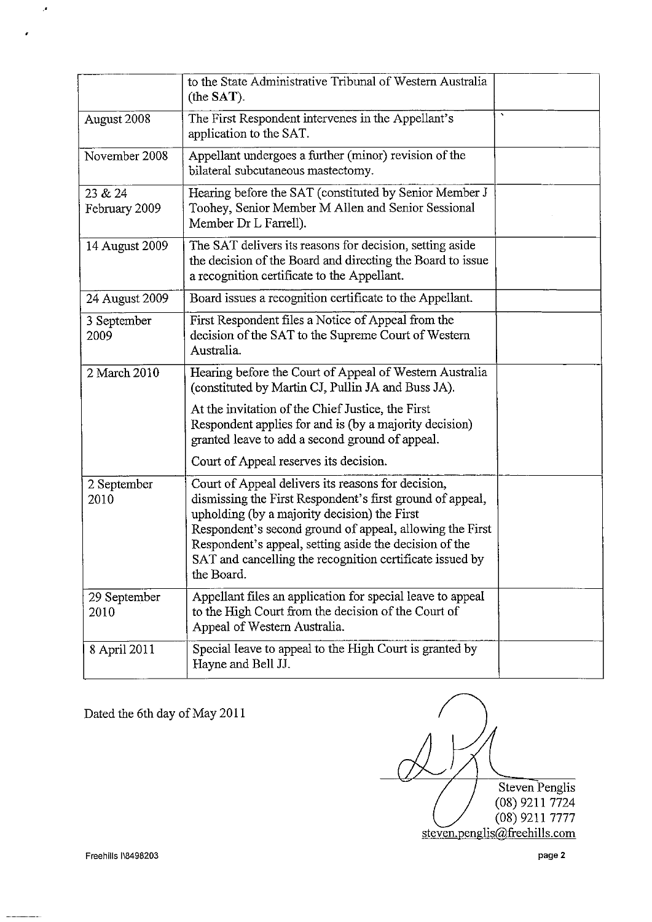| | | |
|---|---|---|
| | to the State Administrative Tribunal of Western Australia (the **SAT**). | |
| August 2008 | The First Respondent intervenes in the Appellant's application to the SAT. | |
| November 2008 | Appellant undergoes a further (minor) revision of the bilateral subcutaneous mastectomy. | |
| 23 & 24 February 2009 | Hearing before the SAT (constituted by Senior Member J Toohey, Senior Member M Allen and Senior Sessional Member Dr L Farrell). | |
| 14 August 2009 | The SAT delivers its reasons for decision, setting aside the decision of the Board and directing the Board to issue a recognition certificate to the Appellant. | |
| 24 August 2009 | Board issues a recognition certificate to the Appellant. | |
| 3 September 2009 | First Respondent files a Notice of Appeal from the decision of the SAT to the Supreme Court of Western Australia. | |
| 2 March 2010 | Hearing before the Court of Appeal of Western Australia (constituted by Martin CJ, Pullin JA and Buss JA). At the invitation of the Chief Justice, the First Respondent applies for and is (by a majority decision) granted leave to add a second ground of appeal. Court of Appeal reserves its decision. | |
| 2 September 2010 | Court of Appeal delivers its reasons for decision, dismissing the First Respondent's first ground of appeal, upholding (by a majority decision) the First Respondent's second ground of appeal, allowing the First Respondent's appeal, setting aside the decision of the SAT and cancelling the recognition certificate issued by the Board. | |
| 29 September 2010 | Appellant files an application for special leave to appeal to the High Court from the decision of the Court of Appeal of Western Australia. | |
| 8 April 2011 | Special leave to appeal to the High Court is granted by Hayne and Bell JJ. | |

Dated the 6th day of May 2011

Steven Penglis
(08) 9211 7724
(08) 9211 7777
steven.penglis@freehills.com

Freehills I\8498203